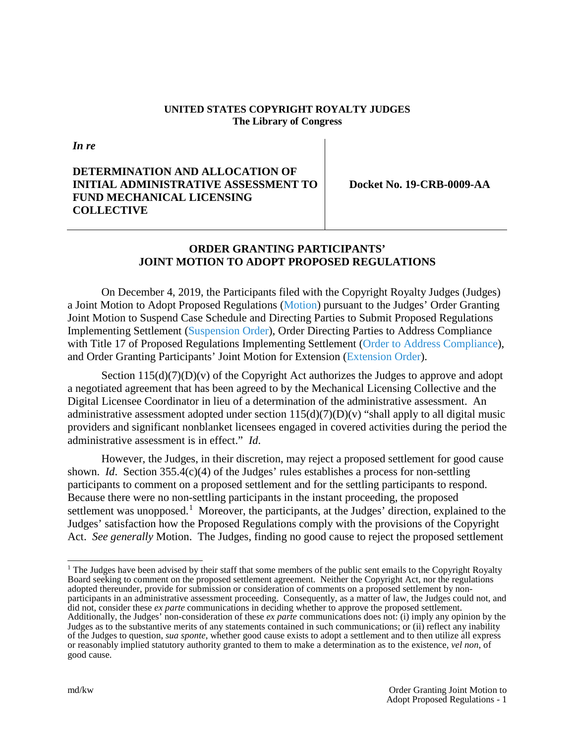**UNITED STATES COPYRIGHT ROYALTY JUDGES**
**The Library of Congress**

| *In re* **DETERMINATION AND ALLOCATION OF INITIAL ADMINISTRATIVE ASSESSMENT TO FUND MECHANICAL LICENSING COLLECTIVE** | **Docket No. 19-CRB-0009-AA** |
| --- | --- |

## ORDER GRANTING PARTICIPANTS' JOINT MOTION TO ADOPT PROPOSED REGULATIONS

On December 4, 2019, the Participants filed with the Copyright Royalty Judges (Judges) a Joint Motion to Adopt Proposed Regulations (Motion) pursuant to the Judges' Order Granting Joint Motion to Suspend Case Schedule and Directing Parties to Submit Proposed Regulations Implementing Settlement (Suspension Order), Order Directing Parties to Address Compliance with Title 17 of Proposed Regulations Implementing Settlement (Order to Address Compliance), and Order Granting Participants' Joint Motion for Extension (Extension Order).

Section 115(d)(7)(D)(v) of the Copyright Act authorizes the Judges to approve and adopt a negotiated agreement that has been agreed to by the Mechanical Licensing Collective and the Digital Licensee Coordinator in lieu of a determination of the administrative assessment. An administrative assessment adopted under section 115(d)(7)(D)(v) "shall apply to all digital music providers and significant nonblanket licensees engaged in covered activities during the period the administrative assessment is in effect." *Id.*

However, the Judges, in their discretion, may reject a proposed settlement for good cause shown. *Id*. Section 355.4(c)(4) of the Judges' rules establishes a process for non-settling participants to comment on a proposed settlement and for the settling participants to respond. Because there were no non-settling participants in the instant proceeding, the proposed settlement was unopposed.[1] Moreover, the participants, at the Judges' direction, explained to the Judges' satisfaction how the Proposed Regulations comply with the provisions of the Copyright Act. *See generally* Motion. The Judges, finding no good cause to reject the proposed settlement

[1] The Judges have been advised by their staff that some members of the public sent emails to the Copyright Royalty Board seeking to comment on the proposed settlement agreement. Neither the Copyright Act, nor the regulations adopted thereunder, provide for submission or consideration of comments on a proposed settlement by non-participants in an administrative assessment proceeding. Consequently, as a matter of law, the Judges could not, and did not, consider these *ex parte* communications in deciding whether to approve the proposed settlement. Additionally, the Judges' non-consideration of these *ex parte* communications does not: (i) imply any opinion by the Judges as to the substantive merits of any statements contained in such communications; or (ii) reflect any inability of the Judges to question, *sua sponte*, whether good cause exists to adopt a settlement and to then utilize all express or reasonably implied statutory authority granted to them to make a determination as to the existence, *vel non*, of good cause.

md/kw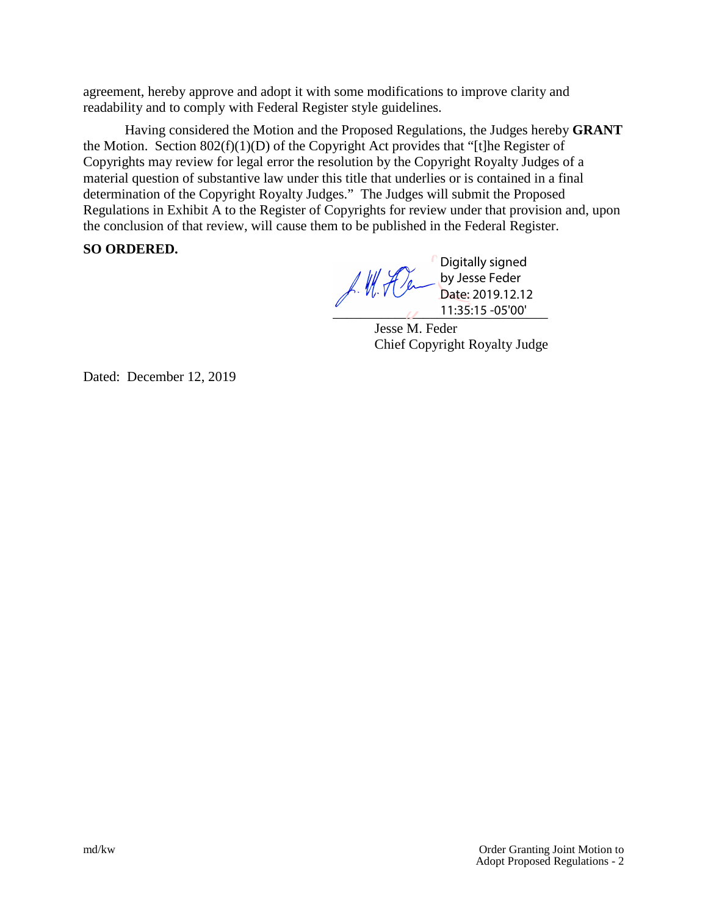agreement, hereby approve and adopt it with some modifications to improve clarity and readability and to comply with Federal Register style guidelines.

Having considered the Motion and the Proposed Regulations, the Judges hereby **GRANT** the Motion. Section 802(f)(1)(D) of the Copyright Act provides that "[t]he Register of Copyrights may review for legal error the resolution by the Copyright Royalty Judges of a material question of substantive law under this title that underlies or is contained in a final determination of the Copyright Royalty Judges." The Judges will submit the Proposed Regulations in Exhibit A to the Register of Copyrights for review under that provision and, upon the conclusion of that review, will cause them to be published in the Federal Register.

**SO ORDERED.**

Digitally signed by Jesse Feder
Date: 2019.12.12 11:35:15 -05'00'

Jesse M. Feder
Chief Copyright Royalty Judge

Dated: December 12, 2019

md/kw

Order Granting Joint Motion to Adopt Proposed Regulations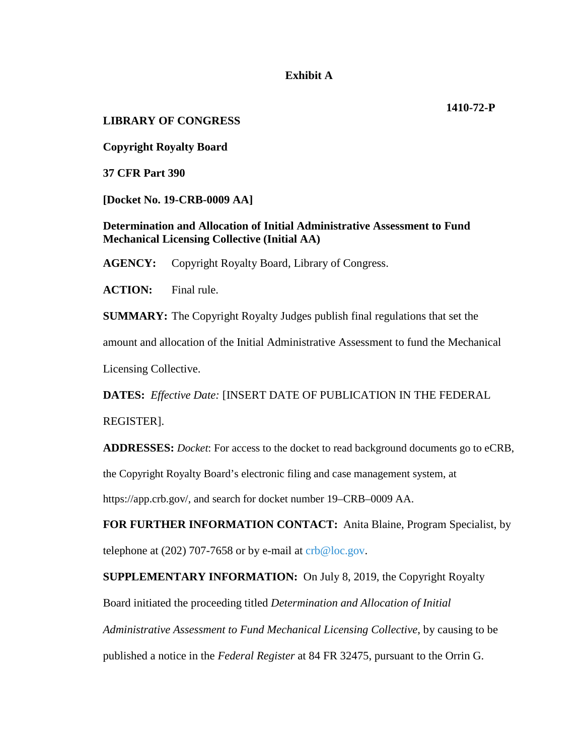**Exhibit A**

**1410-72-P**

**LIBRARY OF CONGRESS**

**Copyright Royalty Board**

**37 CFR Part 390**

**[Docket No. 19-CRB-0009 AA]**

**Determination and Allocation of Initial Administrative Assessment to Fund Mechanical Licensing Collective (Initial AA)**

**AGENCY:** Copyright Royalty Board, Library of Congress.

**ACTION:** Final rule.

**SUMMARY:** The Copyright Royalty Judges publish final regulations that set the amount and allocation of the Initial Administrative Assessment to fund the Mechanical Licensing Collective.

**DATES:** *Effective Date:* [INSERT DATE OF PUBLICATION IN THE FEDERAL REGISTER].

**ADDRESSES:** *Docket*: For access to the docket to read background documents go to eCRB, the Copyright Royalty Board's electronic filing and case management system, at https://app.crb.gov/, and search for docket number 19–CRB–0009 AA.

**FOR FURTHER INFORMATION CONTACT:** Anita Blaine, Program Specialist, by telephone at (202) 707-7658 or by e-mail at crb@loc.gov.

**SUPPLEMENTARY INFORMATION:** On July 8, 2019, the Copyright Royalty Board initiated the proceeding titled *Determination and Allocation of Initial Administrative Assessment to Fund Mechanical Licensing Collective*, by causing to be published a notice in the *Federal Register* at 84 FR 32475, pursuant to the Orrin G.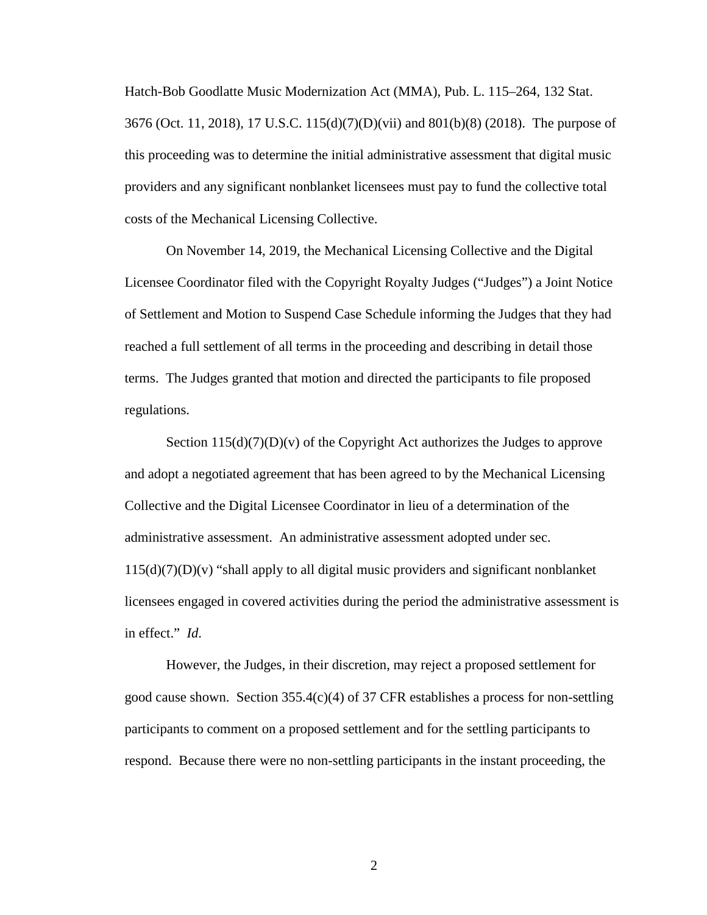Hatch-Bob Goodlatte Music Modernization Act (MMA), Pub. L. 115–264, 132 Stat. 3676 (Oct. 11, 2018), 17 U.S.C. 115(d)(7)(D)(vii) and 801(b)(8) (2018). The purpose of this proceeding was to determine the initial administrative assessment that digital music providers and any significant nonblanket licensees must pay to fund the collective total costs of the Mechanical Licensing Collective.

On November 14, 2019, the Mechanical Licensing Collective and the Digital Licensee Coordinator filed with the Copyright Royalty Judges ("Judges") a Joint Notice of Settlement and Motion to Suspend Case Schedule informing the Judges that they had reached a full settlement of all terms in the proceeding and describing in detail those terms. The Judges granted that motion and directed the participants to file proposed regulations.

Section 115(d)(7)(D)(v) of the Copyright Act authorizes the Judges to approve and adopt a negotiated agreement that has been agreed to by the Mechanical Licensing Collective and the Digital Licensee Coordinator in lieu of a determination of the administrative assessment. An administrative assessment adopted under sec. 115(d)(7)(D)(v) "shall apply to all digital music providers and significant nonblanket licensees engaged in covered activities during the period the administrative assessment is in effect." *Id.*

However, the Judges, in their discretion, may reject a proposed settlement for good cause shown. Section 355.4(c)(4) of 37 CFR establishes a process for non-settling participants to comment on a proposed settlement and for the settling participants to respond. Because there were no non-settling participants in the instant proceeding, the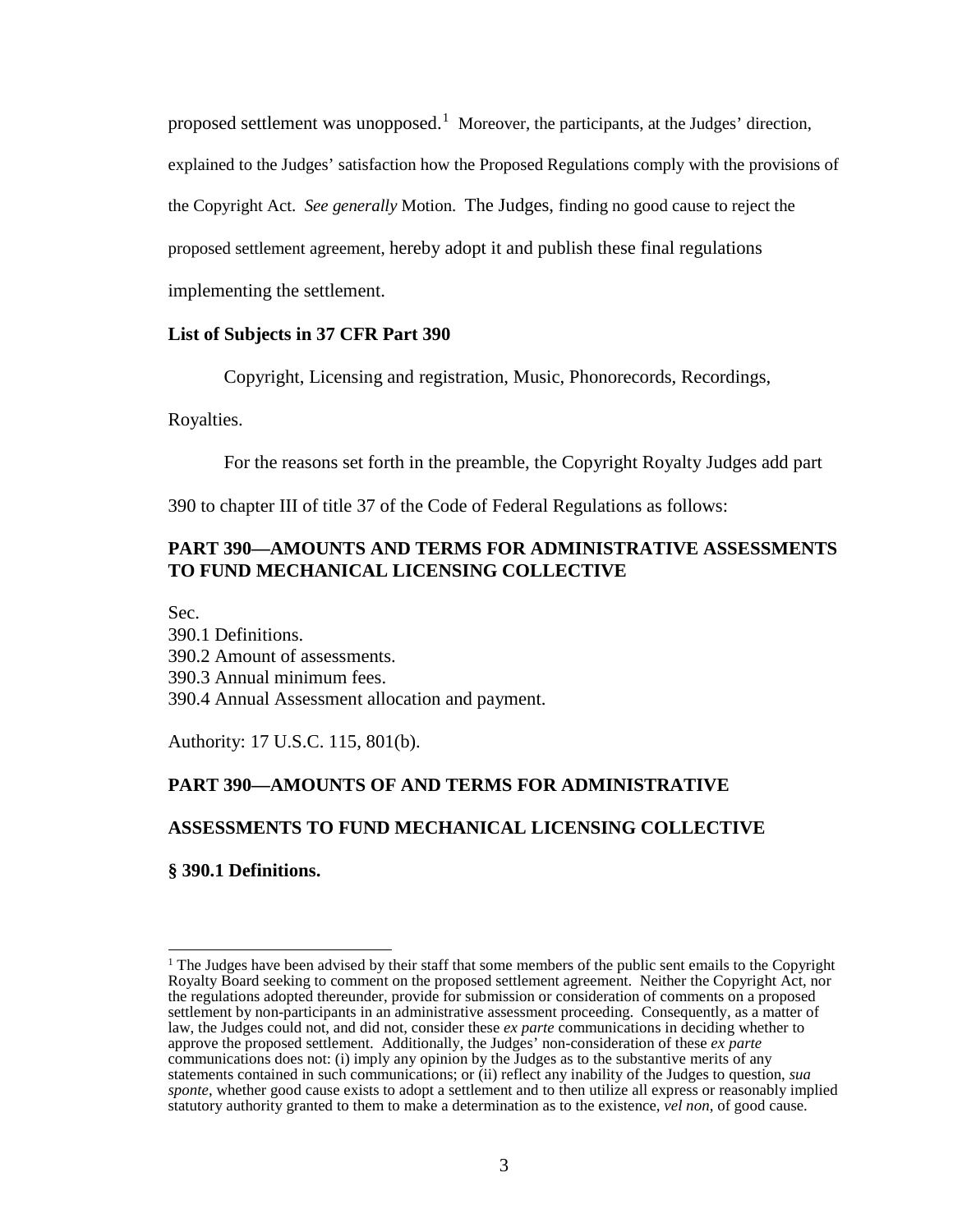proposed settlement was unopposed.[1] Moreover, the participants, at the Judges' direction, explained to the Judges' satisfaction how the Proposed Regulations comply with the provisions of the Copyright Act. *See generally* Motion. The Judges, finding no good cause to reject the proposed settlement agreement, hereby adopt it and publish these final regulations implementing the settlement.

**List of Subjects in 37 CFR Part 390**

Copyright, Licensing and registration, Music, Phonorecords, Recordings, Royalties.

For the reasons set forth in the preamble, the Copyright Royalty Judges add part 390 to chapter III of title 37 of the Code of Federal Regulations as follows:

**PART 390—AMOUNTS AND TERMS FOR ADMINISTRATIVE ASSESSMENTS TO FUND MECHANICAL LICENSING COLLECTIVE**

Sec.
390.1 Definitions.
390.2 Amount of assessments.
390.3 Annual minimum fees.
390.4 Annual Assessment allocation and payment.

Authority: 17 U.S.C. 115, 801(b).

**PART 390—AMOUNTS OF AND TERMS FOR ADMINISTRATIVE ASSESSMENTS TO FUND MECHANICAL LICENSING COLLECTIVE**

**§ 390.1 Definitions.**

[1] The Judges have been advised by their staff that some members of the public sent emails to the Copyright Royalty Board seeking to comment on the proposed settlement agreement. Neither the Copyright Act, nor the regulations adopted thereunder, provide for submission or consideration of comments on a proposed settlement by non-participants in an administrative assessment proceeding. Consequently, as a matter of law, the Judges could not, and did not, consider these *ex parte* communications in deciding whether to approve the proposed settlement. Additionally, the Judges' non-consideration of these *ex parte* communications does not: (i) imply any opinion by the Judges as to the substantive merits of any statements contained in such communications; or (ii) reflect any inability of the Judges to question, *sua sponte*, whether good cause exists to adopt a settlement and to then utilize all express or reasonably implied statutory authority granted to them to make a determination as to the existence, *vel non*, of good cause.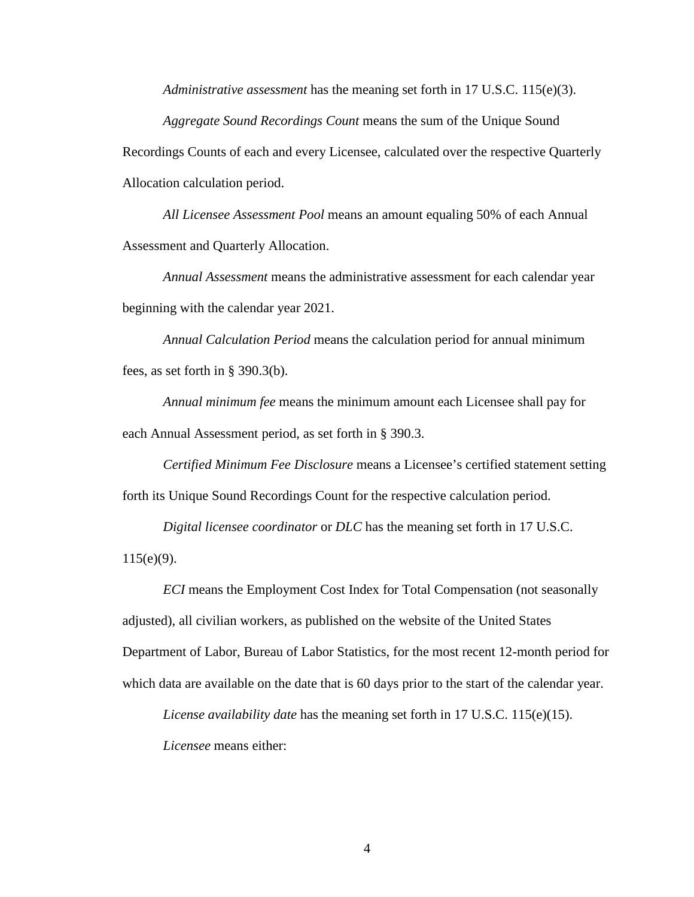*Administrative assessment* has the meaning set forth in 17 U.S.C. 115(e)(3).

*Aggregate Sound Recordings Count* means the sum of the Unique Sound Recordings Counts of each and every Licensee, calculated over the respective Quarterly Allocation calculation period.

*All Licensee Assessment Pool* means an amount equaling 50% of each Annual Assessment and Quarterly Allocation.

*Annual Assessment* means the administrative assessment for each calendar year beginning with the calendar year 2021.

*Annual Calculation Period* means the calculation period for annual minimum fees, as set forth in § 390.3(b).

*Annual minimum fee* means the minimum amount each Licensee shall pay for each Annual Assessment period, as set forth in § 390.3.

*Certified Minimum Fee Disclosure* means a Licensee's certified statement setting forth its Unique Sound Recordings Count for the respective calculation period.

*Digital licensee coordinator* or *DLC* has the meaning set forth in 17 U.S.C. 115(e)(9).

*ECI* means the Employment Cost Index for Total Compensation (not seasonally adjusted), all civilian workers, as published on the website of the United States Department of Labor, Bureau of Labor Statistics, for the most recent 12-month period for which data are available on the date that is 60 days prior to the start of the calendar year.

*License availability date* has the meaning set forth in 17 U.S.C. 115(e)(15).

*Licensee* means either: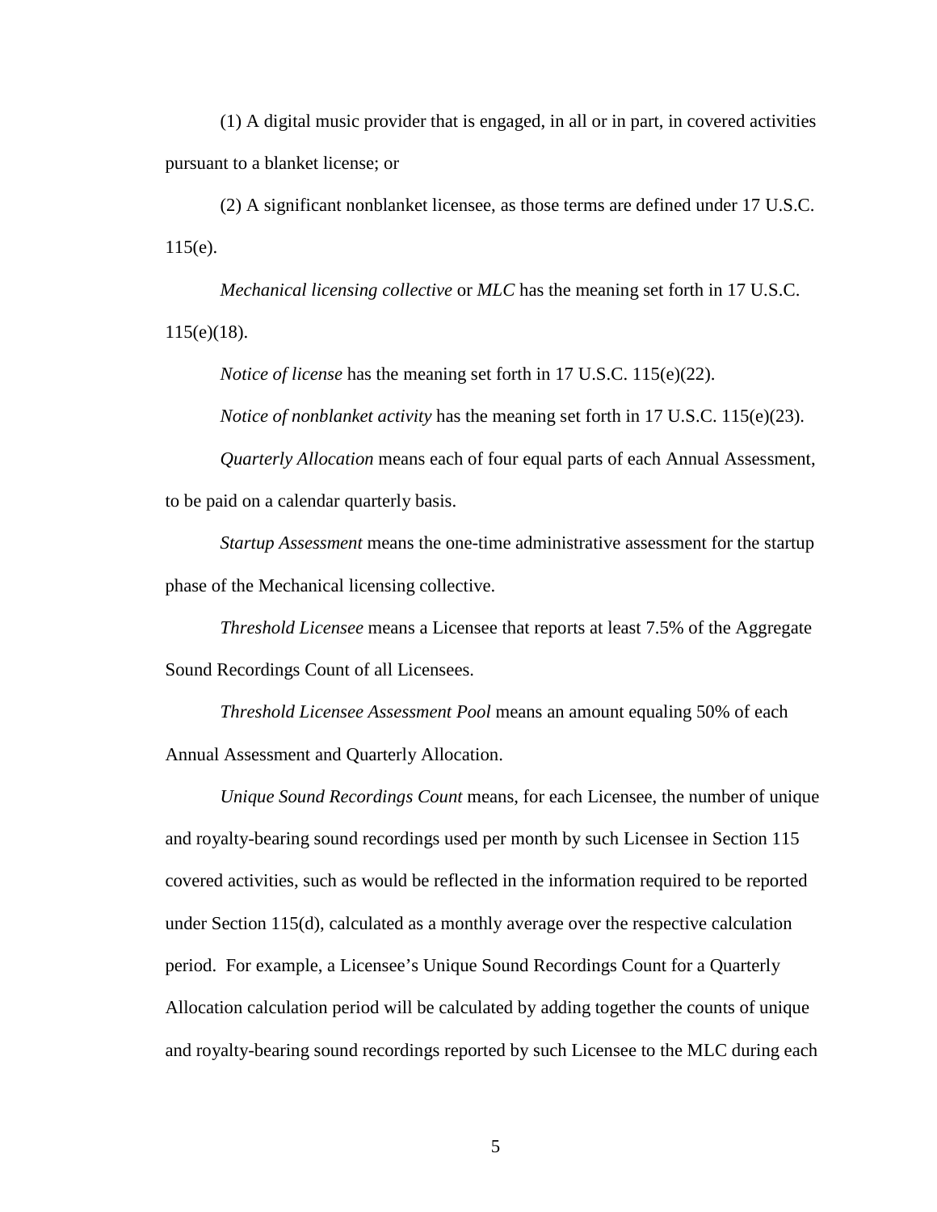(1) A digital music provider that is engaged, in all or in part, in covered activities pursuant to a blanket license; or

(2) A significant nonblanket licensee, as those terms are defined under 17 U.S.C. 115(e).

*Mechanical licensing collective* or *MLC* has the meaning set forth in 17 U.S.C. 115(e)(18).

*Notice of license* has the meaning set forth in 17 U.S.C. 115(e)(22).

*Notice of nonblanket activity* has the meaning set forth in 17 U.S.C. 115(e)(23).

*Quarterly Allocation* means each of four equal parts of each Annual Assessment, to be paid on a calendar quarterly basis.

*Startup Assessment* means the one-time administrative assessment for the startup phase of the Mechanical licensing collective.

*Threshold Licensee* means a Licensee that reports at least 7.5% of the Aggregate Sound Recordings Count of all Licensees.

*Threshold Licensee Assessment Pool* means an amount equaling 50% of each Annual Assessment and Quarterly Allocation.

*Unique Sound Recordings Count* means, for each Licensee, the number of unique and royalty-bearing sound recordings used per month by such Licensee in Section 115 covered activities, such as would be reflected in the information required to be reported under Section 115(d), calculated as a monthly average over the respective calculation period. For example, a Licensee's Unique Sound Recordings Count for a Quarterly Allocation calculation period will be calculated by adding together the counts of unique and royalty-bearing sound recordings reported by such Licensee to the MLC during each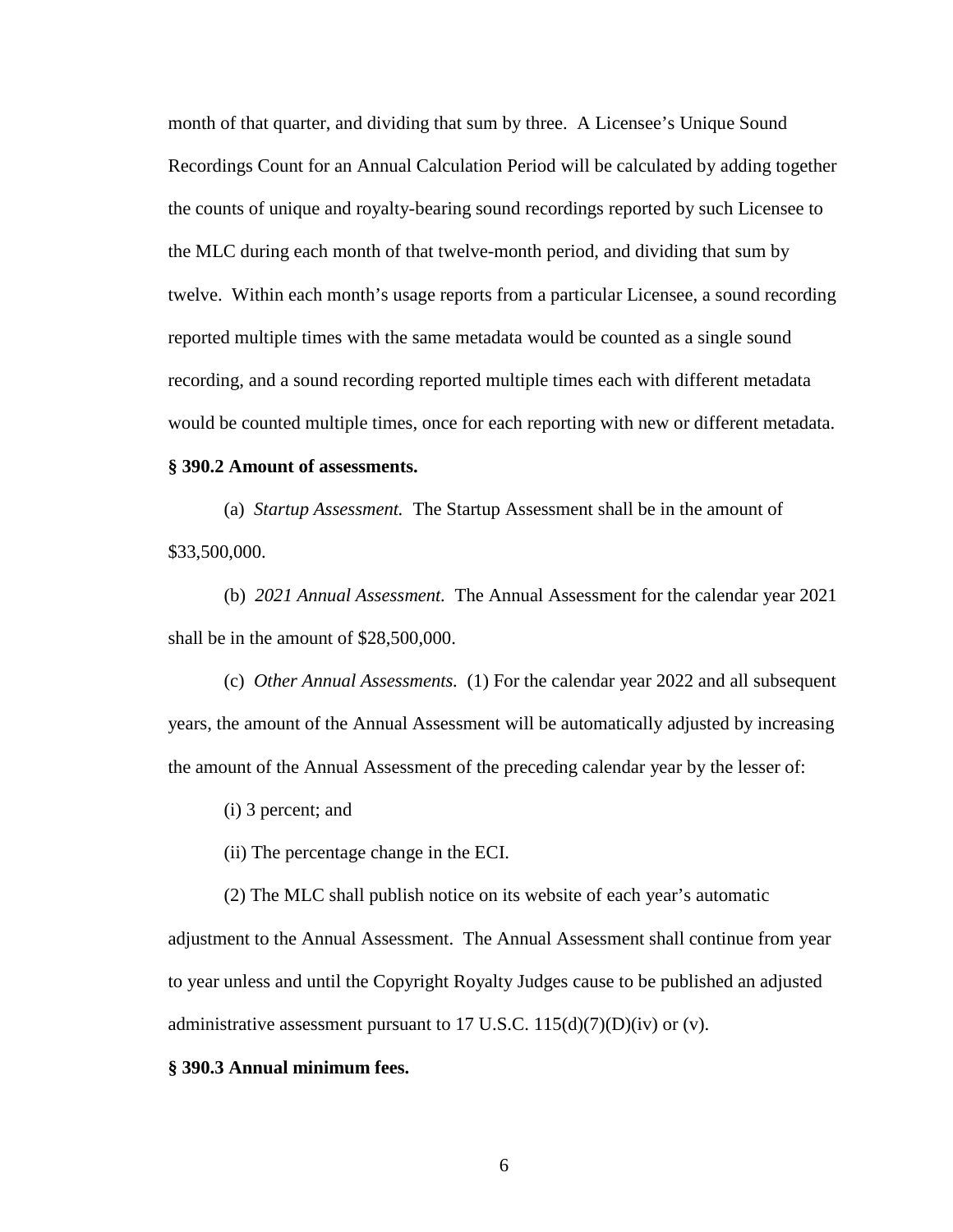month of that quarter, and dividing that sum by three. A Licensee's Unique Sound Recordings Count for an Annual Calculation Period will be calculated by adding together the counts of unique and royalty-bearing sound recordings reported by such Licensee to the MLC during each month of that twelve-month period, and dividing that sum by twelve. Within each month's usage reports from a particular Licensee, a sound recording reported multiple times with the same metadata would be counted as a single sound recording, and a sound recording reported multiple times each with different metadata would be counted multiple times, once for each reporting with new or different metadata.

**§ 390.2 Amount of assessments.**

(a) *Startup Assessment.* The Startup Assessment shall be in the amount of $33,500,000.

(b) *2021 Annual Assessment.* The Annual Assessment for the calendar year 2021 shall be in the amount of $28,500,000.

(c) *Other Annual Assessments.* (1) For the calendar year 2022 and all subsequent years, the amount of the Annual Assessment will be automatically adjusted by increasing the amount of the Annual Assessment of the preceding calendar year by the lesser of:

(i) 3 percent; and

(ii) The percentage change in the ECI.

(2) The MLC shall publish notice on its website of each year's automatic adjustment to the Annual Assessment. The Annual Assessment shall continue from year to year unless and until the Copyright Royalty Judges cause to be published an adjusted administrative assessment pursuant to 17 U.S.C. 115(d)(7)(D)(iv) or (v).

**§ 390.3 Annual minimum fees.**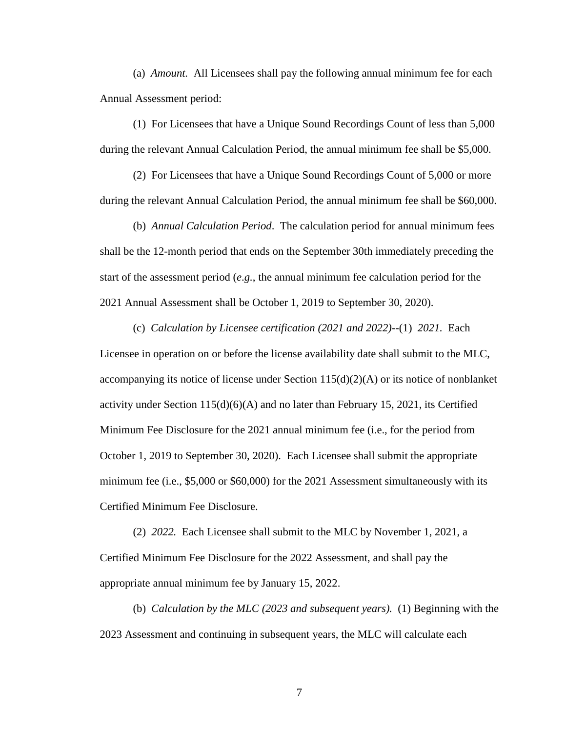(a) *Amount.* All Licensees shall pay the following annual minimum fee for each Annual Assessment period:

(1) For Licensees that have a Unique Sound Recordings Count of less than 5,000 during the relevant Annual Calculation Period, the annual minimum fee shall be $5,000.

(2) For Licensees that have a Unique Sound Recordings Count of 5,000 or more during the relevant Annual Calculation Period, the annual minimum fee shall be $60,000.

(b) *Annual Calculation Period*. The calculation period for annual minimum fees shall be the 12-month period that ends on the September 30th immediately preceding the start of the assessment period (*e.g.*, the annual minimum fee calculation period for the 2021 Annual Assessment shall be October 1, 2019 to September 30, 2020).

(c) *Calculation by Licensee certification (2021 and 2022)*--(1) *2021.* Each Licensee in operation on or before the license availability date shall submit to the MLC, accompanying its notice of license under Section 115(d)(2)(A) or its notice of nonblanket activity under Section 115(d)(6)(A) and no later than February 15, 2021, its Certified Minimum Fee Disclosure for the 2021 annual minimum fee (i.e., for the period from October 1, 2019 to September 30, 2020). Each Licensee shall submit the appropriate minimum fee (i.e., $5,000 or $60,000) for the 2021 Assessment simultaneously with its Certified Minimum Fee Disclosure.

(2) *2022.* Each Licensee shall submit to the MLC by November 1, 2021, a Certified Minimum Fee Disclosure for the 2022 Assessment, and shall pay the appropriate annual minimum fee by January 15, 2022.

(b) *Calculation by the MLC (2023 and subsequent years).* (1) Beginning with the 2023 Assessment and continuing in subsequent years, the MLC will calculate each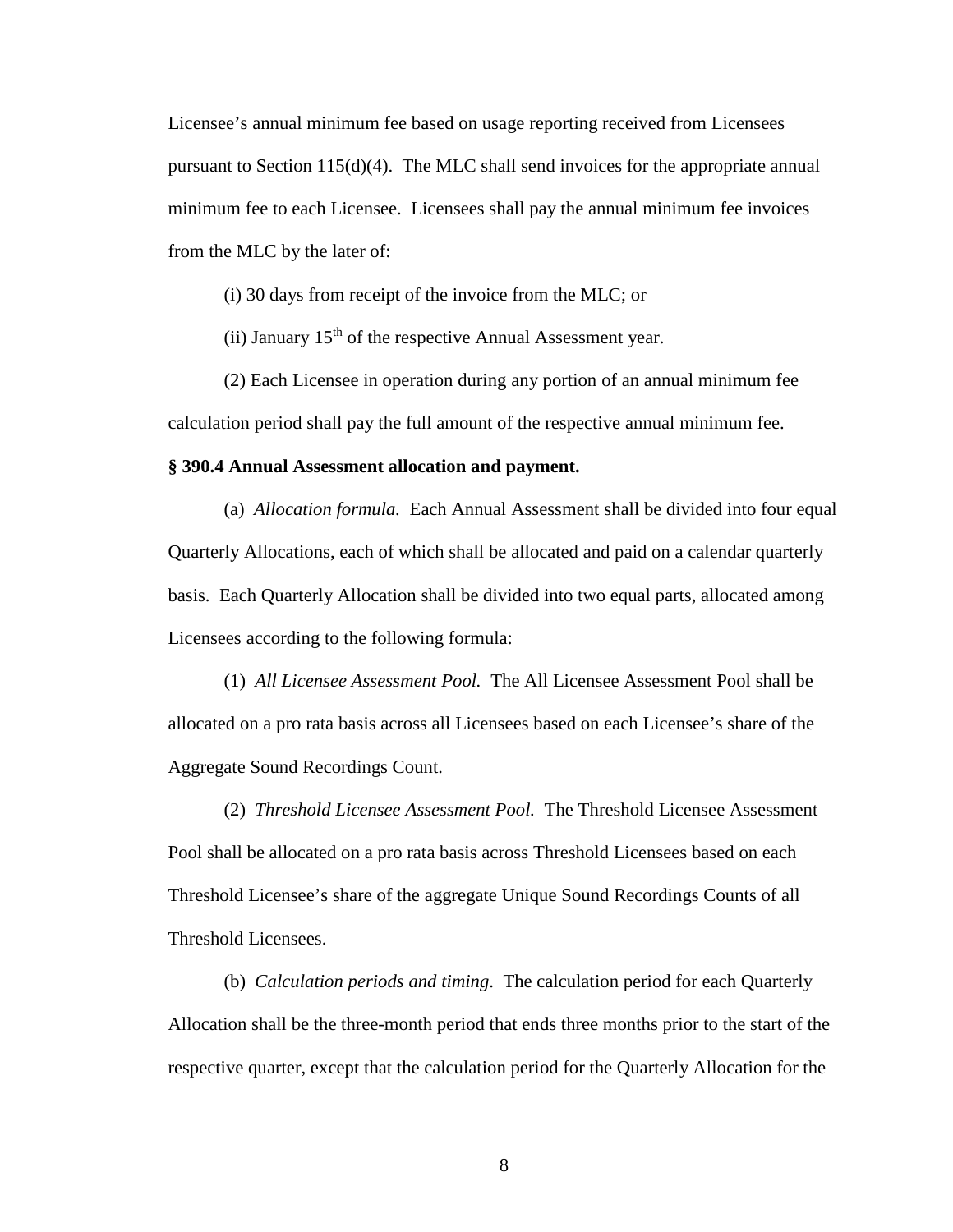Licensee's annual minimum fee based on usage reporting received from Licensees pursuant to Section 115(d)(4). The MLC shall send invoices for the appropriate annual minimum fee to each Licensee. Licensees shall pay the annual minimum fee invoices from the MLC by the later of:

(i) 30 days from receipt of the invoice from the MLC; or

(ii) January 15th of the respective Annual Assessment year.

(2) Each Licensee in operation during any portion of an annual minimum fee calculation period shall pay the full amount of the respective annual minimum fee.

**§ 390.4 Annual Assessment allocation and payment.**

(a) *Allocation formula.* Each Annual Assessment shall be divided into four equal Quarterly Allocations, each of which shall be allocated and paid on a calendar quarterly basis. Each Quarterly Allocation shall be divided into two equal parts, allocated among Licensees according to the following formula:

(1) *All Licensee Assessment Pool.* The All Licensee Assessment Pool shall be allocated on a pro rata basis across all Licensees based on each Licensee's share of the Aggregate Sound Recordings Count.

(2) *Threshold Licensee Assessment Pool.* The Threshold Licensee Assessment Pool shall be allocated on a pro rata basis across Threshold Licensees based on each Threshold Licensee's share of the aggregate Unique Sound Recordings Counts of all Threshold Licensees.

(b) *Calculation periods and timing.* The calculation period for each Quarterly Allocation shall be the three-month period that ends three months prior to the start of the respective quarter, except that the calculation period for the Quarterly Allocation for the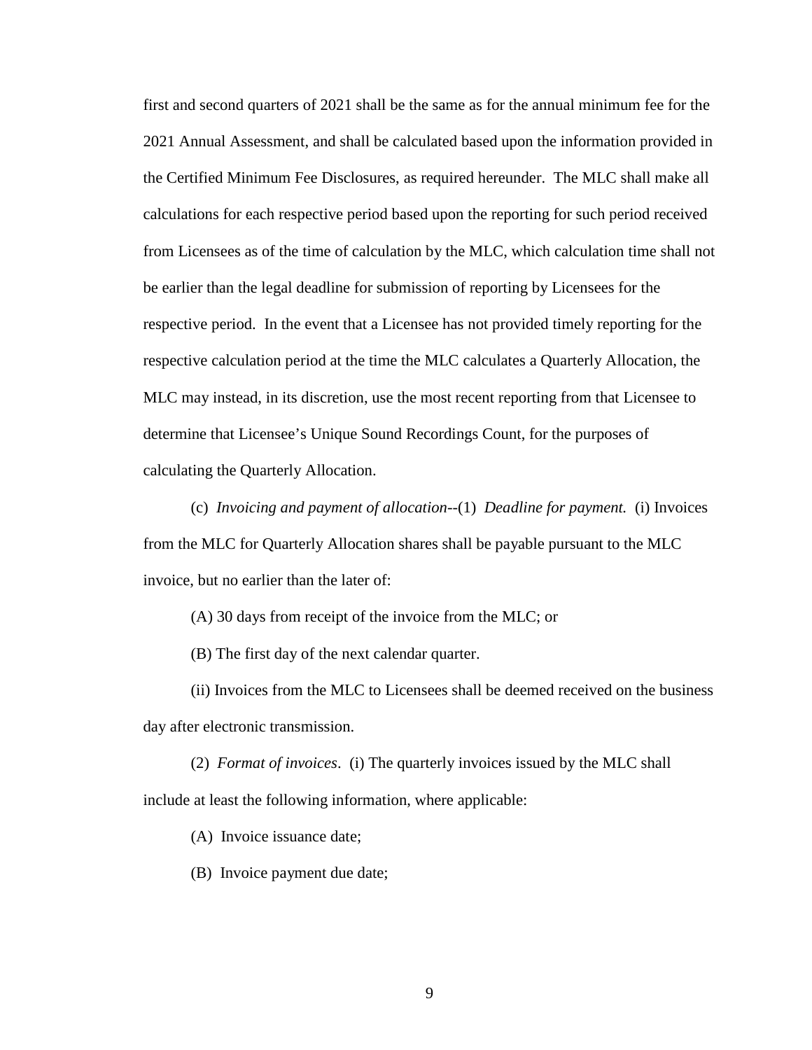first and second quarters of 2021 shall be the same as for the annual minimum fee for the 2021 Annual Assessment, and shall be calculated based upon the information provided in the Certified Minimum Fee Disclosures, as required hereunder. The MLC shall make all calculations for each respective period based upon the reporting for such period received from Licensees as of the time of calculation by the MLC, which calculation time shall not be earlier than the legal deadline for submission of reporting by Licensees for the respective period. In the event that a Licensee has not provided timely reporting for the respective calculation period at the time the MLC calculates a Quarterly Allocation, the MLC may instead, in its discretion, use the most recent reporting from that Licensee to determine that Licensee's Unique Sound Recordings Count, for the purposes of calculating the Quarterly Allocation.

(c) *Invoicing and payment of allocation*--(1) *Deadline for payment.* (i) Invoices from the MLC for Quarterly Allocation shares shall be payable pursuant to the MLC invoice, but no earlier than the later of:

(A) 30 days from receipt of the invoice from the MLC; or

(B) The first day of the next calendar quarter.

(ii) Invoices from the MLC to Licensees shall be deemed received on the business day after electronic transmission.

(2) *Format of invoices*. (i) The quarterly invoices issued by the MLC shall include at least the following information, where applicable:

(A) Invoice issuance date;

(B) Invoice payment due date;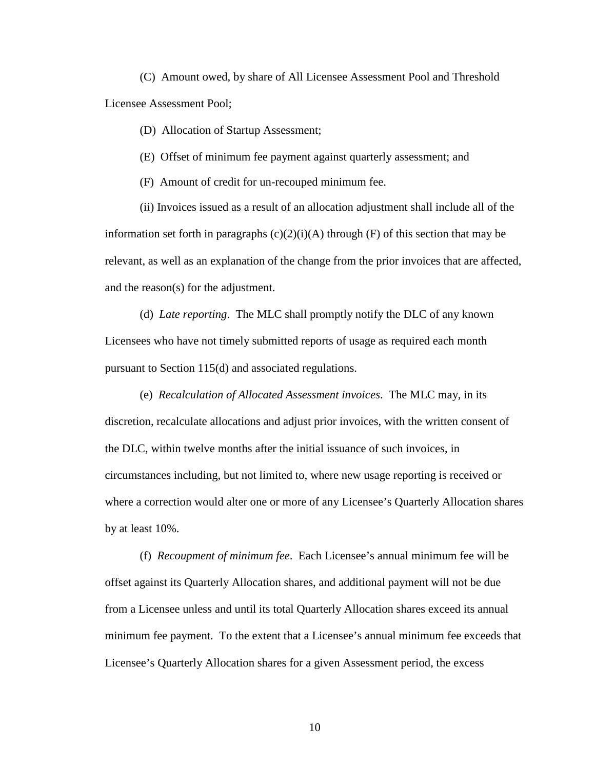(C) Amount owed, by share of All Licensee Assessment Pool and Threshold Licensee Assessment Pool;

(D) Allocation of Startup Assessment;

(E) Offset of minimum fee payment against quarterly assessment; and

(F) Amount of credit for un-recouped minimum fee.

(ii) Invoices issued as a result of an allocation adjustment shall include all of the information set forth in paragraphs (c)(2)(i)(A) through (F) of this section that may be relevant, as well as an explanation of the change from the prior invoices that are affected, and the reason(s) for the adjustment.

(d) *Late reporting*. The MLC shall promptly notify the DLC of any known Licensees who have not timely submitted reports of usage as required each month pursuant to Section 115(d) and associated regulations.

(e) *Recalculation of Allocated Assessment invoices*. The MLC may, in its discretion, recalculate allocations and adjust prior invoices, with the written consent of the DLC, within twelve months after the initial issuance of such invoices, in circumstances including, but not limited to, where new usage reporting is received or where a correction would alter one or more of any Licensee's Quarterly Allocation shares by at least 10%.

(f) *Recoupment of minimum fee*. Each Licensee's annual minimum fee will be offset against its Quarterly Allocation shares, and additional payment will not be due from a Licensee unless and until its total Quarterly Allocation shares exceed its annual minimum fee payment. To the extent that a Licensee's annual minimum fee exceeds that Licensee's Quarterly Allocation shares for a given Assessment period, the excess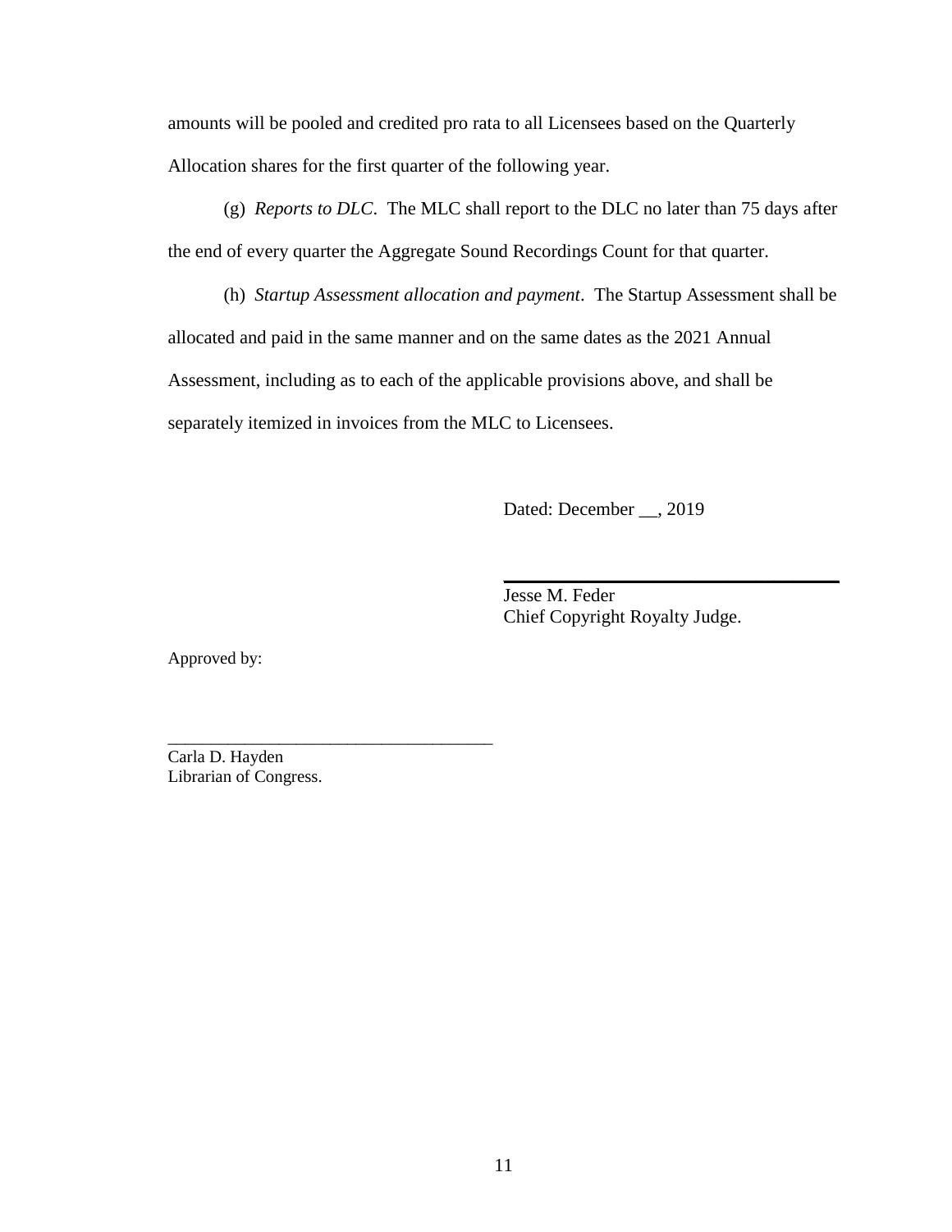amounts will be pooled and credited pro rata to all Licensees based on the Quarterly Allocation shares for the first quarter of the following year.

(g) *Reports to DLC*. The MLC shall report to the DLC no later than 75 days after the end of every quarter the Aggregate Sound Recordings Count for that quarter.

(h) *Startup Assessment allocation and payment*. The Startup Assessment shall be allocated and paid in the same manner and on the same dates as the 2021 Annual Assessment, including as to each of the applicable provisions above, and shall be separately itemized in invoices from the MLC to Licensees.

Dated: December __, 2019

______________________________

Jesse M. Feder
Chief Copyright Royalty Judge.

Approved by:

______________________________

Carla D. Hayden
Librarian of Congress.